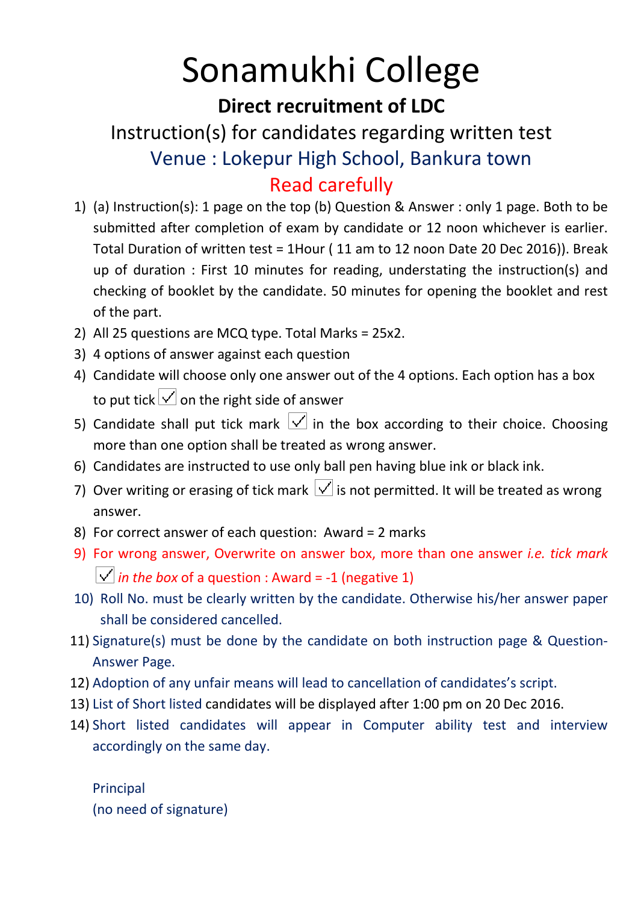# Sonamukhi College

## Direct recruitment of LDC

### Instruction(s) for candidates regarding written test

### Venue : Lokepur High School, Bankura town

### Read carefully

1) (a) Instruction(s): 1 page on the top (b) Question & Answer : only 1 page. Both to be submitted after completion of exam by candidate or 12 noon whichever is earlier. Total Duration of written test = 1Hour ( 11 am to 12 noon Date 20 Dec 2016)). Break up of duration : First 10 minutes for reading, understating the instruction(s) and checking of booklet by the candidate. 50 minutes for opening the booklet and rest of the part.
2) All 25 questions are MCQ type. Total Marks = 25x2.
3) 4 options of answer against each question
4) Candidate will choose only one answer out of the 4 options. Each option has a box to put tick ☑ on the right side of answer
5) Candidate shall put tick mark ☑ in the box according to their choice. Choosing more than one option shall be treated as wrong answer.
6) Candidates are instructed to use only ball pen having blue ink or black ink.
7) Over writing or erasing of tick mark ☑ is not permitted. It will be treated as wrong answer.
8) For correct answer of each question: Award = 2 marks
9) For wrong answer, Overwrite on answer box, more than one answer *i.e. tick mark* ☑ *in the box* of a question : Award = -1 (negative 1)
10) Roll No. must be clearly written by the candidate. Otherwise his/her answer paper shall be considered cancelled.
11) Signature(s) must be done by the candidate on both instruction page & Question-Answer Page.
12) Adoption of any unfair means will lead to cancellation of candidates's script.
13) List of Short listed candidates will be displayed after 1:00 pm on 20 Dec 2016.
14) Short listed candidates will appear in Computer ability test and interview accordingly on the same day.

Principal
(no need of signature)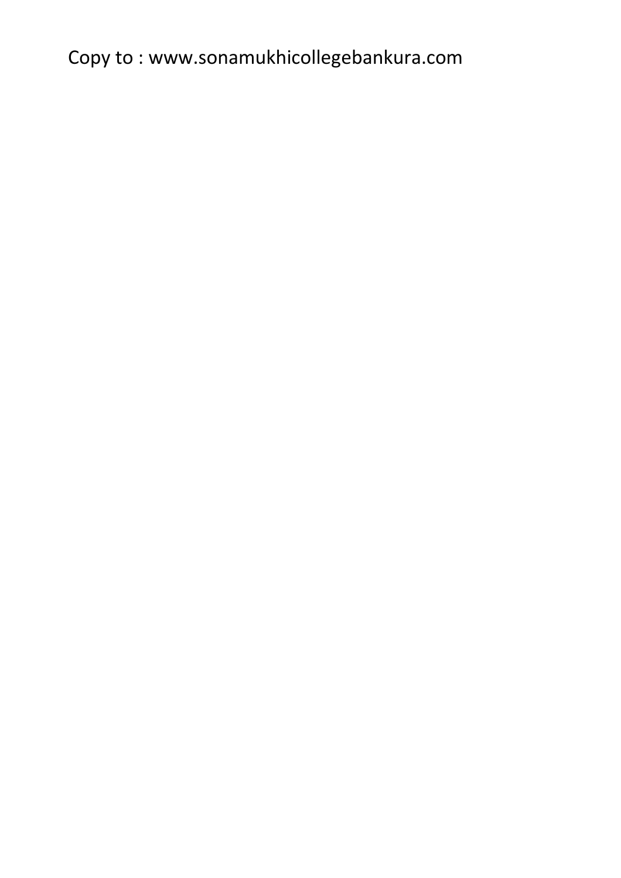Copy to : www.sonamukhicollegebankura.com